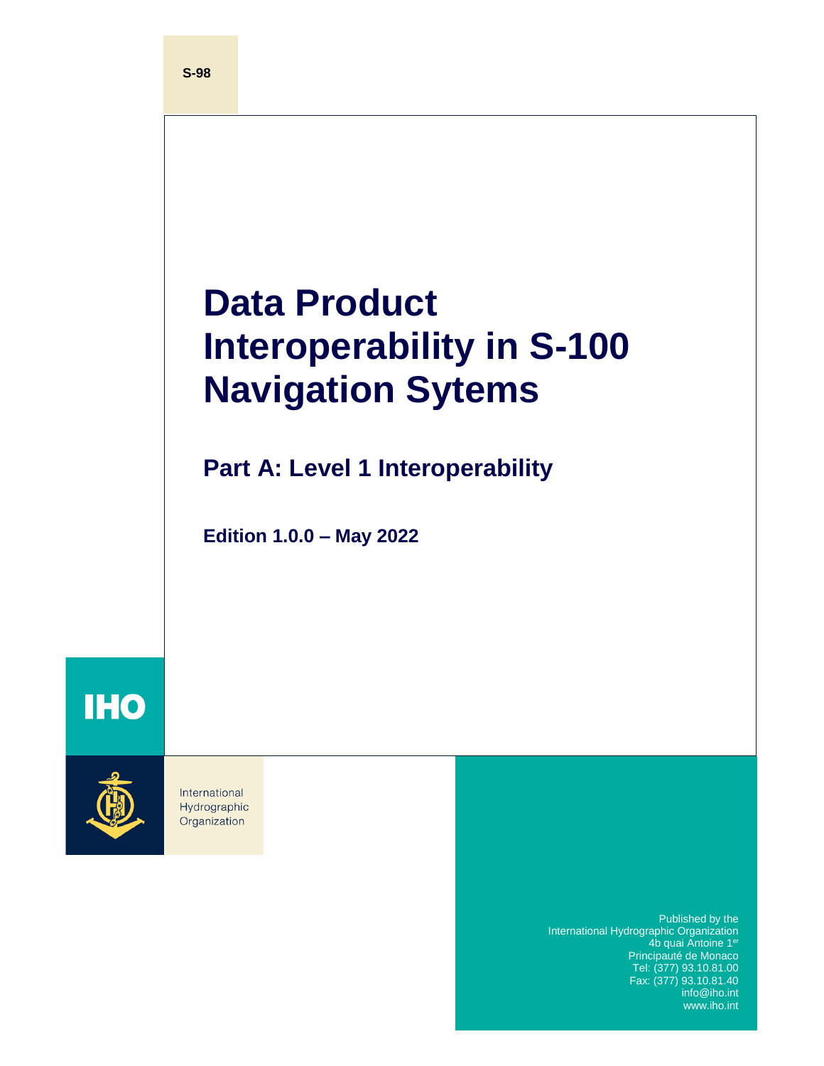S-98

# Data Product Interoperability in S-100 Navigation Sytems

## Part A: Level 1 Interoperability

**Edition 1.0.0 – May 2022**

IHO

International Hydrographic Organization

Published by the
International Hydrographic Organization
4b quai Antoine 1er
Principauté de Monaco
Tel: (377) 93.10.81.00
Fax: (377) 93.10.81.40
info@iho.int
www.iho.int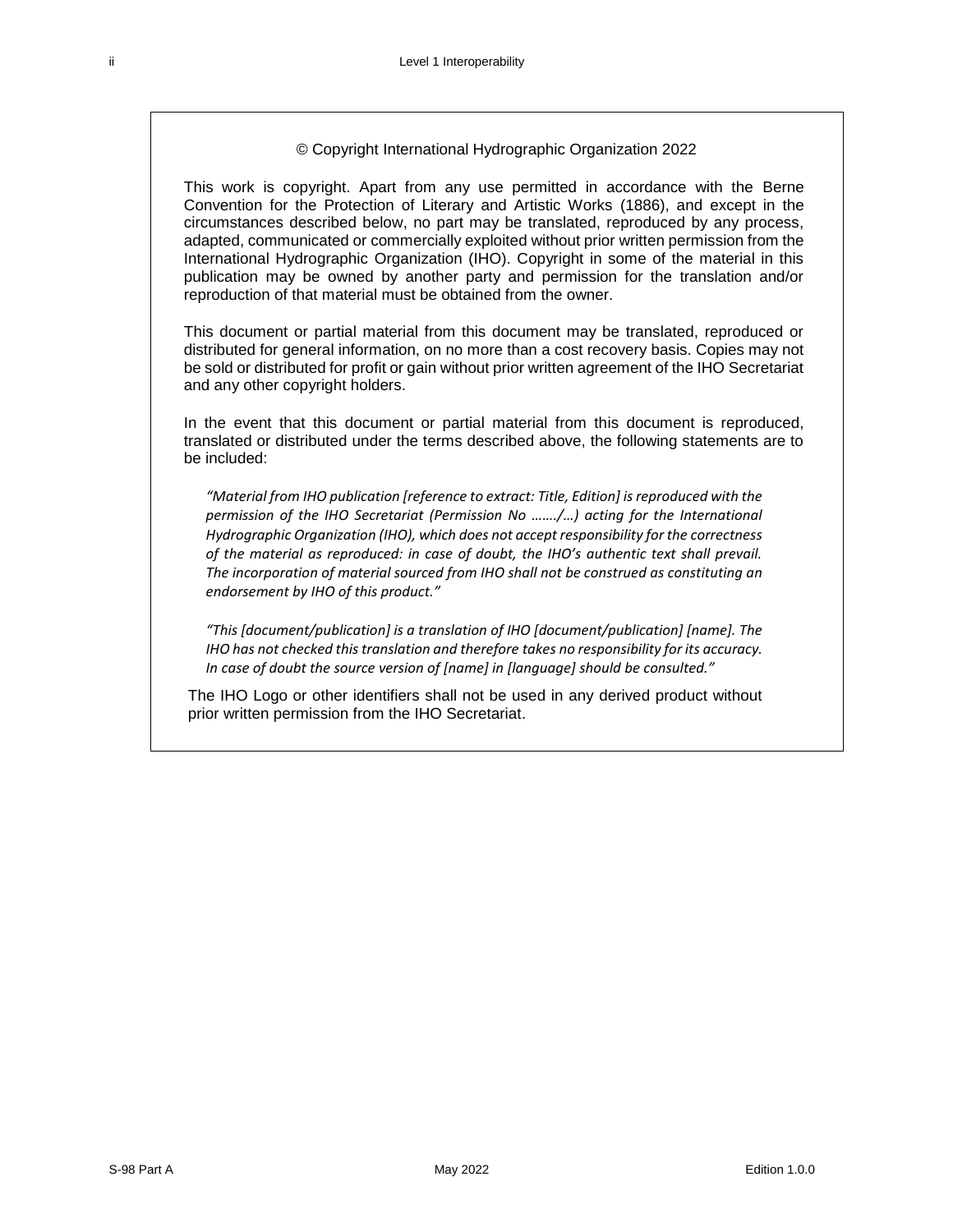© Copyright International Hydrographic Organization 2022

This work is copyright. Apart from any use permitted in accordance with the Berne Convention for the Protection of Literary and Artistic Works (1886), and except in the circumstances described below, no part may be translated, reproduced by any process, adapted, communicated or commercially exploited without prior written permission from the International Hydrographic Organization (IHO). Copyright in some of the material in this publication may be owned by another party and permission for the translation and/or reproduction of that material must be obtained from the owner.

This document or partial material from this document may be translated, reproduced or distributed for general information, on no more than a cost recovery basis. Copies may not be sold or distributed for profit or gain without prior written agreement of the IHO Secretariat and any other copyright holders.

In the event that this document or partial material from this document is reproduced, translated or distributed under the terms described above, the following statements are to be included:

> *"Material from IHO publication [reference to extract: Title, Edition] is reproduced with the permission of the IHO Secretariat (Permission No ……./…) acting for the International Hydrographic Organization (IHO), which does not accept responsibility for the correctness of the material as reproduced: in case of doubt, the IHO's authentic text shall prevail. The incorporation of material sourced from IHO shall not be construed as constituting an endorsement by IHO of this product."*

> *"This [document/publication] is a translation of IHO [document/publication] [name]. The IHO has not checked this translation and therefore takes no responsibility for its accuracy. In case of doubt the source version of [name] in [language] should be consulted."*

The IHO Logo or other identifiers shall not be used in any derived product without prior written permission from the IHO Secretariat.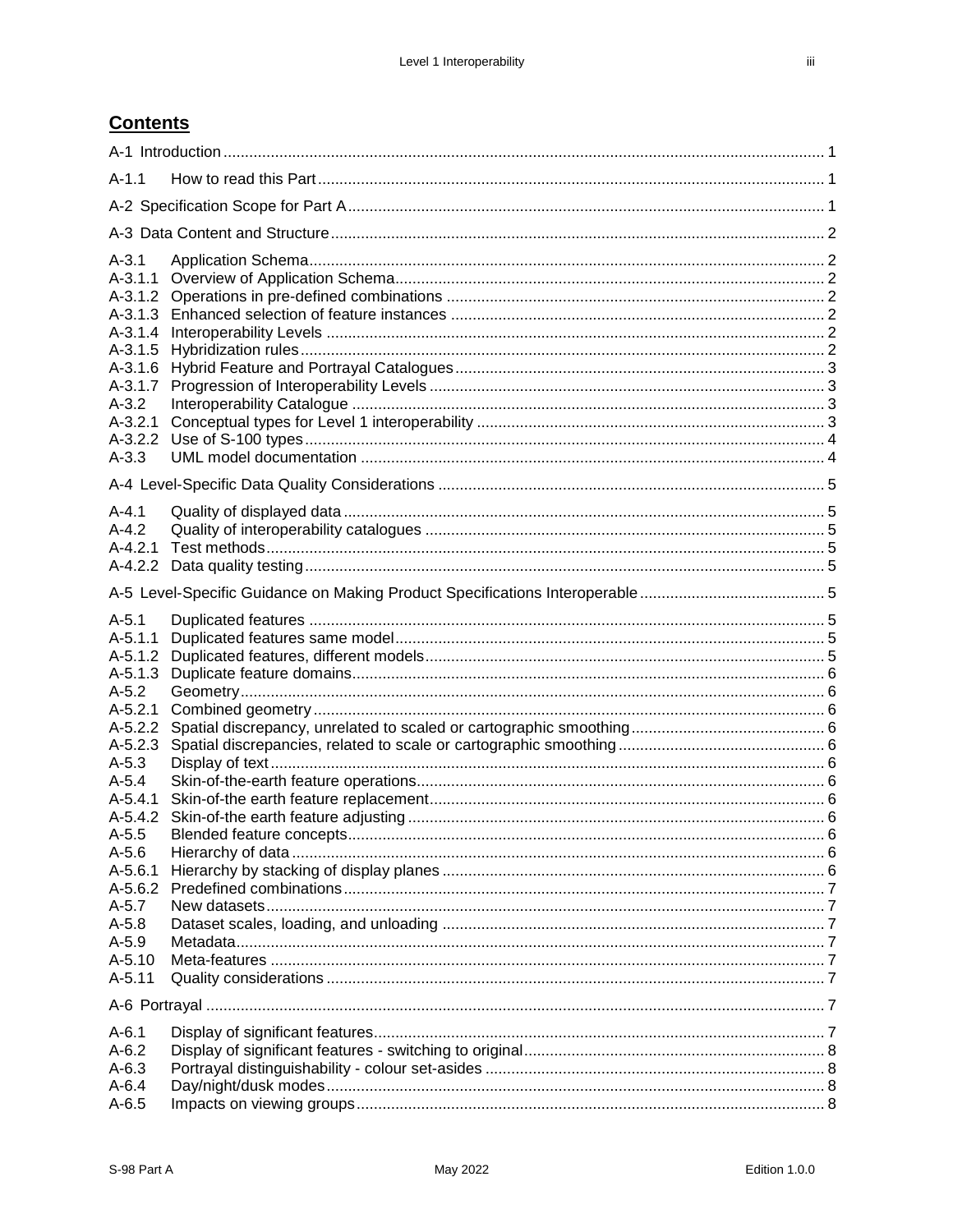## **Contents**

A-1 Introduction ........................................................................................................................................ 1

A-1.1 How to read this Part ..................................................................................................................... 1

A-2 Specification Scope for Part A ............................................................................................................. 1

A-3 Data Content and Structure ................................................................................................................. 2

A-3.1 Application Schema ........................................................................................................................ 2
A-3.1.1 Overview of Application Schema ................................................................................................... 2
A-3.1.2 Operations in pre-defined combinations ....................................................................................... 2
A-3.1.3 Enhanced selection of feature instances ...................................................................................... 2
A-3.1.4 Interoperability Levels .................................................................................................................. 2
A-3.1.5 Hybridization rules ......................................................................................................................... 2
A-3.1.6 Hybrid Feature and Portrayal Catalogues ..................................................................................... 3
A-3.1.7 Progression of Interoperability Levels ........................................................................................... 3
A-3.2 Interoperability Catalogue ............................................................................................................. 3
A-3.2.1 Conceptual types for Level 1 interoperability ................................................................................ 3
A-3.2.2 Use of S-100 types ........................................................................................................................ 4
A-3.3 UML model documentation ........................................................................................................... 4

A-4 Level-Specific Data Quality Considerations ......................................................................................... 5

A-4.1 Quality of displayed data ............................................................................................................... 5
A-4.2 Quality of interoperability catalogues ............................................................................................ 5
A-4.2.1 Test methods ................................................................................................................................. 5
A-4.2.2 Data quality testing ........................................................................................................................ 5

A-5 Level-Specific Guidance on Making Product Specifications Interoperable ........................................... 5

A-5.1 Duplicated features ....................................................................................................................... 5
A-5.1.1 Duplicated features same model ................................................................................................... 5
A-5.1.2 Duplicated features, different models ............................................................................................ 5
A-5.1.3 Duplicate feature domains ............................................................................................................. 6
A-5.2 Geometry ...................................................................................................................................... 6
A-5.2.1 Combined geometry ...................................................................................................................... 6
A-5.2.2 Spatial discrepancy, unrelated to scaled or cartographic smoothing ............................................ 6
A-5.2.3 Spatial discrepancies, related to scale or cartographic smoothing ............................................... 6
A-5.3 Display of text ................................................................................................................................ 6
A-5.4 Skin-of-the-earth feature operations .............................................................................................. 6
A-5.4.1 Skin-of-the earth feature replacement ........................................................................................... 6
A-5.4.2 Skin-of-the earth feature adjusting ................................................................................................ 6
A-5.5 Blended feature concepts .............................................................................................................. 6
A-5.6 Hierarchy of data ........................................................................................................................... 6
A-5.6.1 Hierarchy by stacking of display planes ........................................................................................ 6
A-5.6.2 Predefined combinations ............................................................................................................... 7
A-5.7 New datasets ................................................................................................................................. 7
A-5.8 Dataset scales, loading, and unloading ......................................................................................... 7
A-5.9 Metadata ........................................................................................................................................ 7
A-5.10 Meta-features ................................................................................................................................ 7
A-5.11 Quality considerations ................................................................................................................... 7

A-6 Portrayal ............................................................................................................................................... 7

A-6.1 Display of significant features ........................................................................................................ 7
A-6.2 Display of significant features - switching to original ..................................................................... 8
A-6.3 Portrayal distinguishability - colour set-asides ............................................................................... 8
A-6.4 Day/night/dusk modes ................................................................................................................... 8
A-6.5 Impacts on viewing groups ............................................................................................................ 8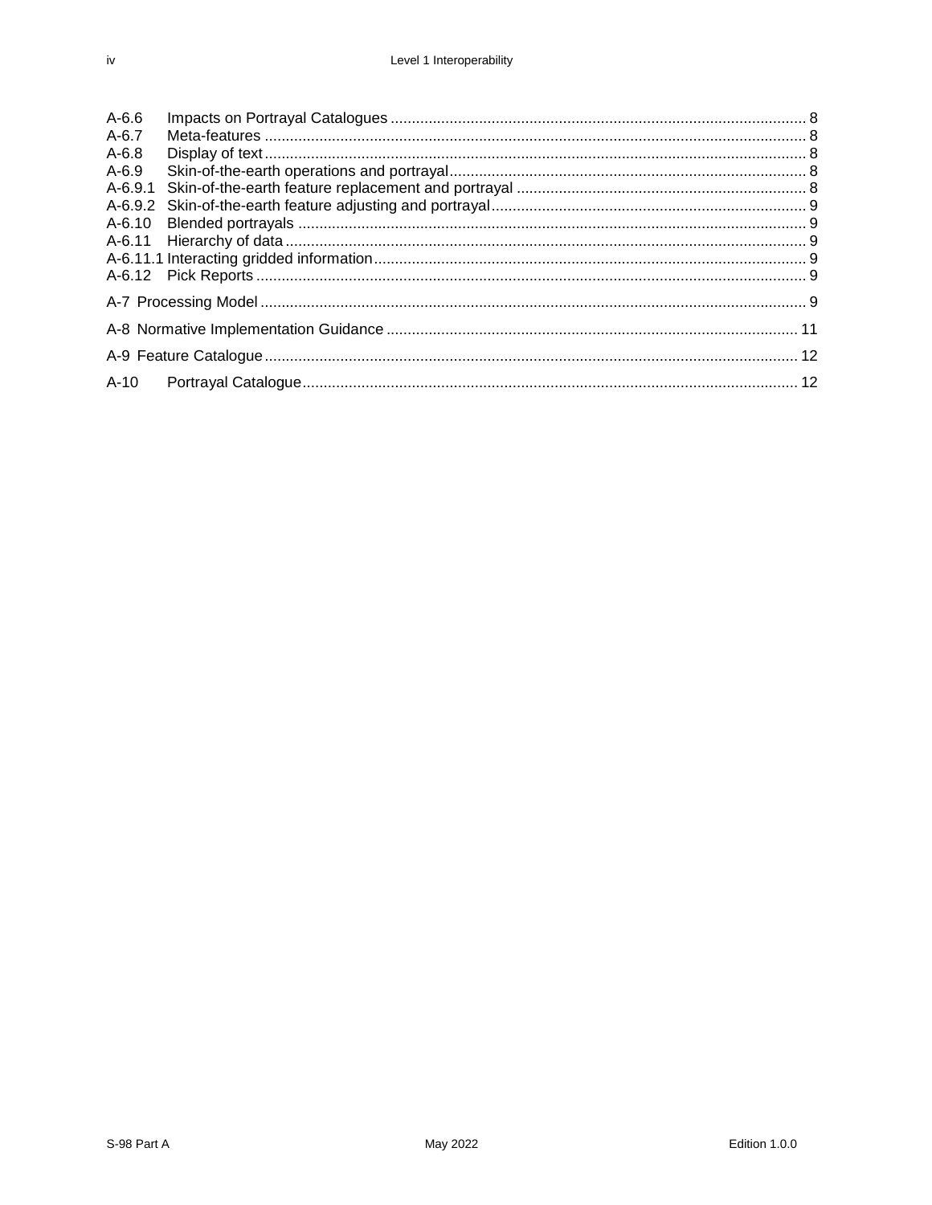A-6.6 Impacts on Portrayal Catalogues ..... 8
A-6.7 Meta-features ..... 8
A-6.8 Display of text ..... 8
A-6.9 Skin-of-the-earth operations and portrayal ..... 8
A-6.9.1 Skin-of-the-earth feature replacement and portrayal ..... 8
A-6.9.2 Skin-of-the-earth feature adjusting and portrayal ..... 9
A-6.10 Blended portrayals ..... 9
A-6.11 Hierarchy of data ..... 9
A-6.11.1 Interacting gridded information ..... 9
A-6.12 Pick Reports ..... 9

A-7 Processing Model ..... 9

A-8 Normative Implementation Guidance ..... 11

A-9 Feature Catalogue ..... 12

A-10 Portrayal Catalogue ..... 12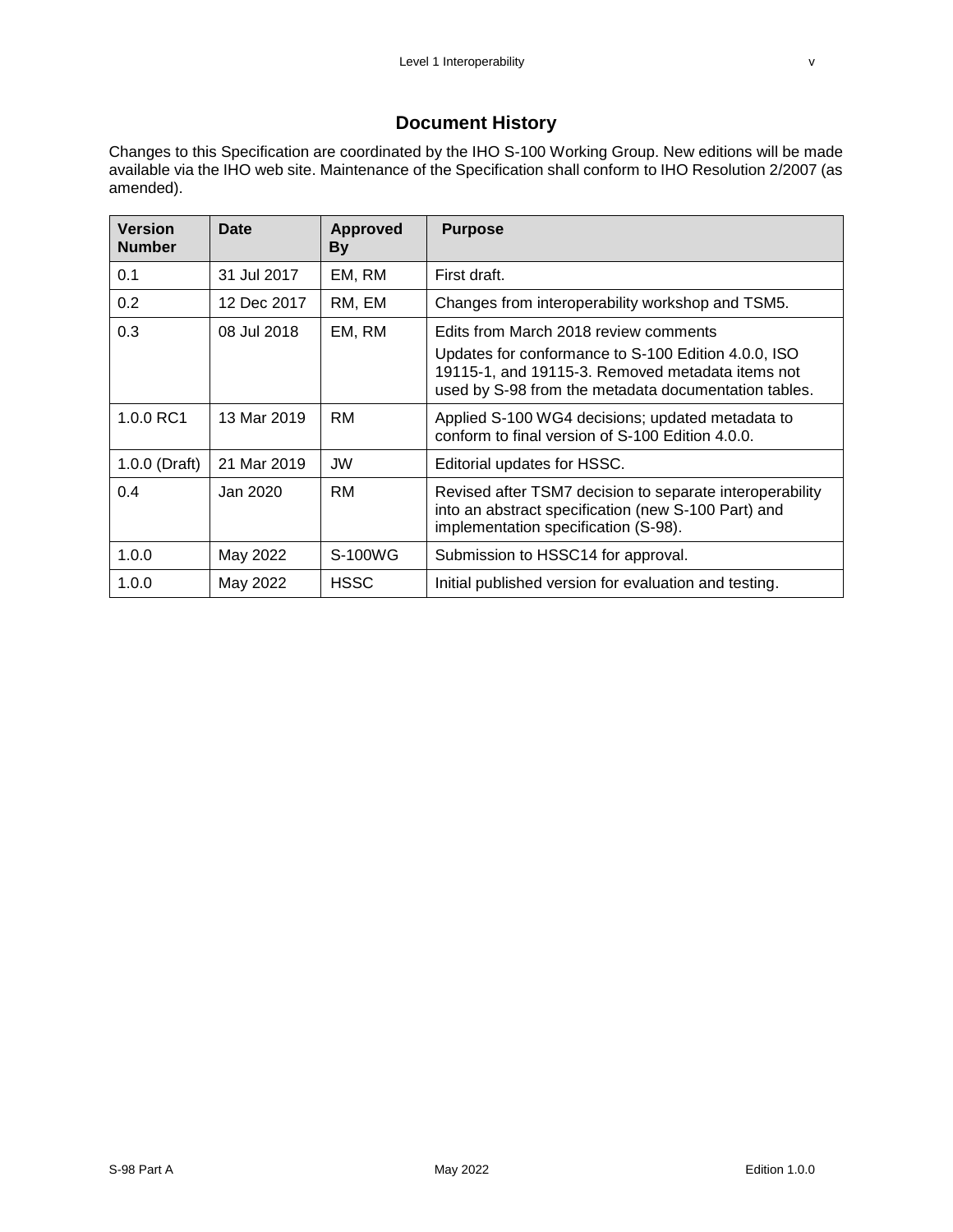# Document History

Changes to this Specification are coordinated by the IHO S-100 Working Group. New editions will be made available via the IHO web site. Maintenance of the Specification shall conform to IHO Resolution 2/2007 (as amended).

| Version Number | Date | Approved By | Purpose |
|---|---|---|---|
| 0.1 | 31 Jul 2017 | EM, RM | First draft. |
| 0.2 | 12 Dec 2017 | RM, EM | Changes from interoperability workshop and TSM5. |
| 0.3 | 08 Jul 2018 | EM, RM | Edits from March 2018 review comments<br>Updates for conformance to S-100 Edition 4.0.0, ISO 19115-1, and 19115-3. Removed metadata items not used by S-98 from the metadata documentation tables. |
| 1.0.0 RC1 | 13 Mar 2019 | RM | Applied S-100 WG4 decisions; updated metadata to conform to final version of S-100 Edition 4.0.0. |
| 1.0.0 (Draft) | 21 Mar 2019 | JW | Editorial updates for HSSC. |
| 0.4 | Jan 2020 | RM | Revised after TSM7 decision to separate interoperability into an abstract specification (new S-100 Part) and implementation specification (S-98). |
| 1.0.0 | May 2022 | S-100WG | Submission to HSSC14 for approval. |
| 1.0.0 | May 2022 | HSSC | Initial published version for evaluation and testing. |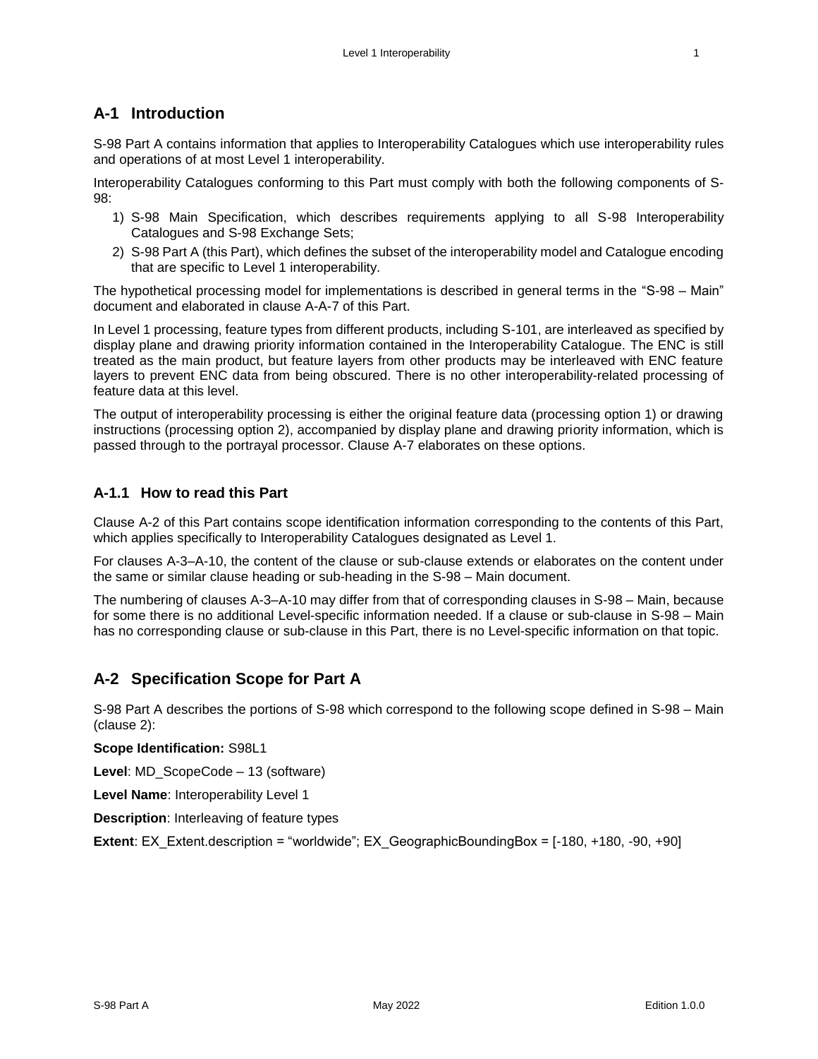## A-1 Introduction

S-98 Part A contains information that applies to Interoperability Catalogues which use interoperability rules and operations of at most Level 1 interoperability.

Interoperability Catalogues conforming to this Part must comply with both the following components of S-98:

1) S-98 Main Specification, which describes requirements applying to all S-98 Interoperability Catalogues and S-98 Exchange Sets;
2) S-98 Part A (this Part), which defines the subset of the interoperability model and Catalogue encoding that are specific to Level 1 interoperability.

The hypothetical processing model for implementations is described in general terms in the "S-98 – Main" document and elaborated in clause A-A-7 of this Part.

In Level 1 processing, feature types from different products, including S-101, are interleaved as specified by display plane and drawing priority information contained in the Interoperability Catalogue. The ENC is still treated as the main product, but feature layers from other products may be interleaved with ENC feature layers to prevent ENC data from being obscured. There is no other interoperability-related processing of feature data at this level.

The output of interoperability processing is either the original feature data (processing option 1) or drawing instructions (processing option 2), accompanied by display plane and drawing priority information, which is passed through to the portrayal processor. Clause A-7 elaborates on these options.

### A-1.1 How to read this Part

Clause A-2 of this Part contains scope identification information corresponding to the contents of this Part, which applies specifically to Interoperability Catalogues designated as Level 1.

For clauses A-3–A-10, the content of the clause or sub-clause extends or elaborates on the content under the same or similar clause heading or sub-heading in the S-98 – Main document.

The numbering of clauses A-3–A-10 may differ from that of corresponding clauses in S-98 – Main, because for some there is no additional Level-specific information needed. If a clause or sub-clause in S-98 – Main has no corresponding clause or sub-clause in this Part, there is no Level-specific information on that topic.

## A-2 Specification Scope for Part A

S-98 Part A describes the portions of S-98 which correspond to the following scope defined in S-98 – Main (clause 2):

**Scope Identification:** S98L1

**Level**: MD_ScopeCode – 13 (software)

**Level Name**: Interoperability Level 1

**Description**: Interleaving of feature types

**Extent**: EX_Extent.description = "worldwide"; EX_GeographicBoundingBox = [-180, +180, -90, +90]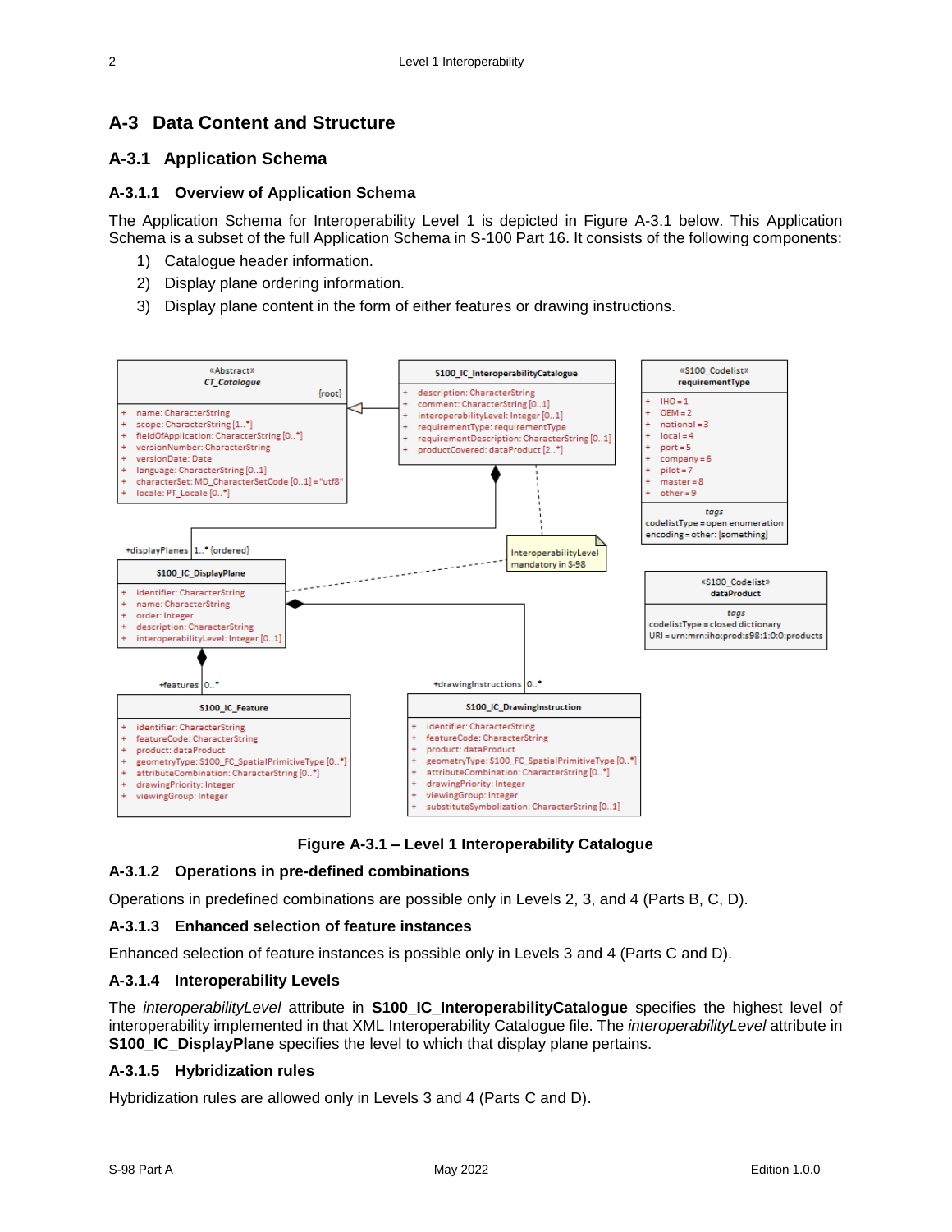## A-3 Data Content and Structure

### A-3.1 Application Schema

#### A-3.1.1 Overview of Application Schema

The Application Schema for Interoperability Level 1 is depicted in Figure A-3.1 below. This Application Schema is a subset of the full Application Schema in S-100 Part 16. It consists of the following components:

1) Catalogue header information.
2) Display plane ordering information.
3) Display plane content in the form of either features or drawing instructions.

**Figure A-3.1 – Level 1 Interoperability Catalogue**

#### A-3.1.2 Operations in pre-defined combinations

Operations in predefined combinations are possible only in Levels 2, 3, and 4 (Parts B, C, D).

#### A-3.1.3 Enhanced selection of feature instances

Enhanced selection of feature instances is possible only in Levels 3 and 4 (Parts C and D).

#### A-3.1.4 Interoperability Levels

The *interoperabilityLevel* attribute in **S100_IC_InteroperabilityCatalogue** specifies the highest level of interoperability implemented in that XML Interoperability Catalogue file. The *interoperabilityLevel* attribute in **S100_IC_DisplayPlane** specifies the level to which that display plane pertains.

#### A-3.1.5 Hybridization rules

Hybridization rules are allowed only in Levels 3 and 4 (Parts C and D).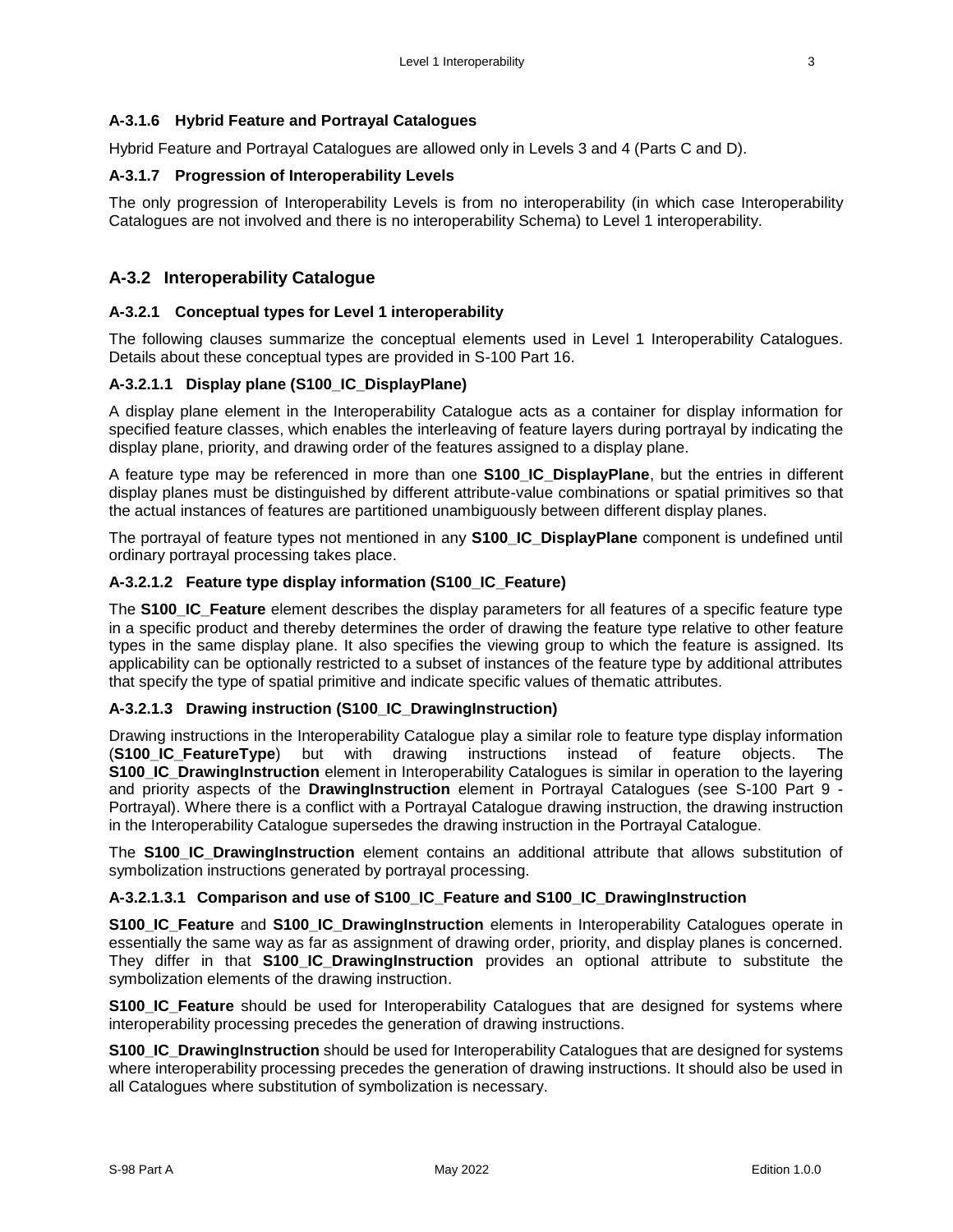### A-3.1.6 Hybrid Feature and Portrayal Catalogues

Hybrid Feature and Portrayal Catalogues are allowed only in Levels 3 and 4 (Parts C and D).

### A-3.1.7 Progression of Interoperability Levels

The only progression of Interoperability Levels is from no interoperability (in which case Interoperability Catalogues are not involved and there is no interoperability Schema) to Level 1 interoperability.

## A-3.2 Interoperability Catalogue

### A-3.2.1 Conceptual types for Level 1 interoperability

The following clauses summarize the conceptual elements used in Level 1 Interoperability Catalogues. Details about these conceptual types are provided in S-100 Part 16.

#### A-3.2.1.1 Display plane (S100_IC_DisplayPlane)

A display plane element in the Interoperability Catalogue acts as a container for display information for specified feature classes, which enables the interleaving of feature layers during portrayal by indicating the display plane, priority, and drawing order of the features assigned to a display plane.

A feature type may be referenced in more than one **S100_IC_DisplayPlane**, but the entries in different display planes must be distinguished by different attribute-value combinations or spatial primitives so that the actual instances of features are partitioned unambiguously between different display planes.

The portrayal of feature types not mentioned in any **S100_IC_DisplayPlane** component is undefined until ordinary portrayal processing takes place.

#### A-3.2.1.2 Feature type display information (S100_IC_Feature)

The **S100_IC_Feature** element describes the display parameters for all features of a specific feature type in a specific product and thereby determines the order of drawing the feature type relative to other feature types in the same display plane. It also specifies the viewing group to which the feature is assigned. Its applicability can be optionally restricted to a subset of instances of the feature type by additional attributes that specify the type of spatial primitive and indicate specific values of thematic attributes.

#### A-3.2.1.3 Drawing instruction (S100_IC_DrawingInstruction)

Drawing instructions in the Interoperability Catalogue play a similar role to feature type display information (**S100_IC_FeatureType**) but with drawing instructions instead of feature objects. The **S100_IC_DrawingInstruction** element in Interoperability Catalogues is similar in operation to the layering and priority aspects of the **DrawingInstruction** element in Portrayal Catalogues (see S-100 Part 9 - Portrayal). Where there is a conflict with a Portrayal Catalogue drawing instruction, the drawing instruction in the Interoperability Catalogue supersedes the drawing instruction in the Portrayal Catalogue.

The **S100_IC_DrawingInstruction** element contains an additional attribute that allows substitution of symbolization instructions generated by portrayal processing.

##### A-3.2.1.3.1 Comparison and use of S100_IC_Feature and S100_IC_DrawingInstruction

**S100_IC_Feature** and **S100_IC_DrawingInstruction** elements in Interoperability Catalogues operate in essentially the same way as far as assignment of drawing order, priority, and display planes is concerned. They differ in that **S100_IC_DrawingInstruction** provides an optional attribute to substitute the symbolization elements of the drawing instruction.

**S100_IC_Feature** should be used for Interoperability Catalogues that are designed for systems where interoperability processing precedes the generation of drawing instructions.

**S100_IC_DrawingInstruction** should be used for Interoperability Catalogues that are designed for systems where interoperability processing precedes the generation of drawing instructions. It should also be used in all Catalogues where substitution of symbolization is necessary.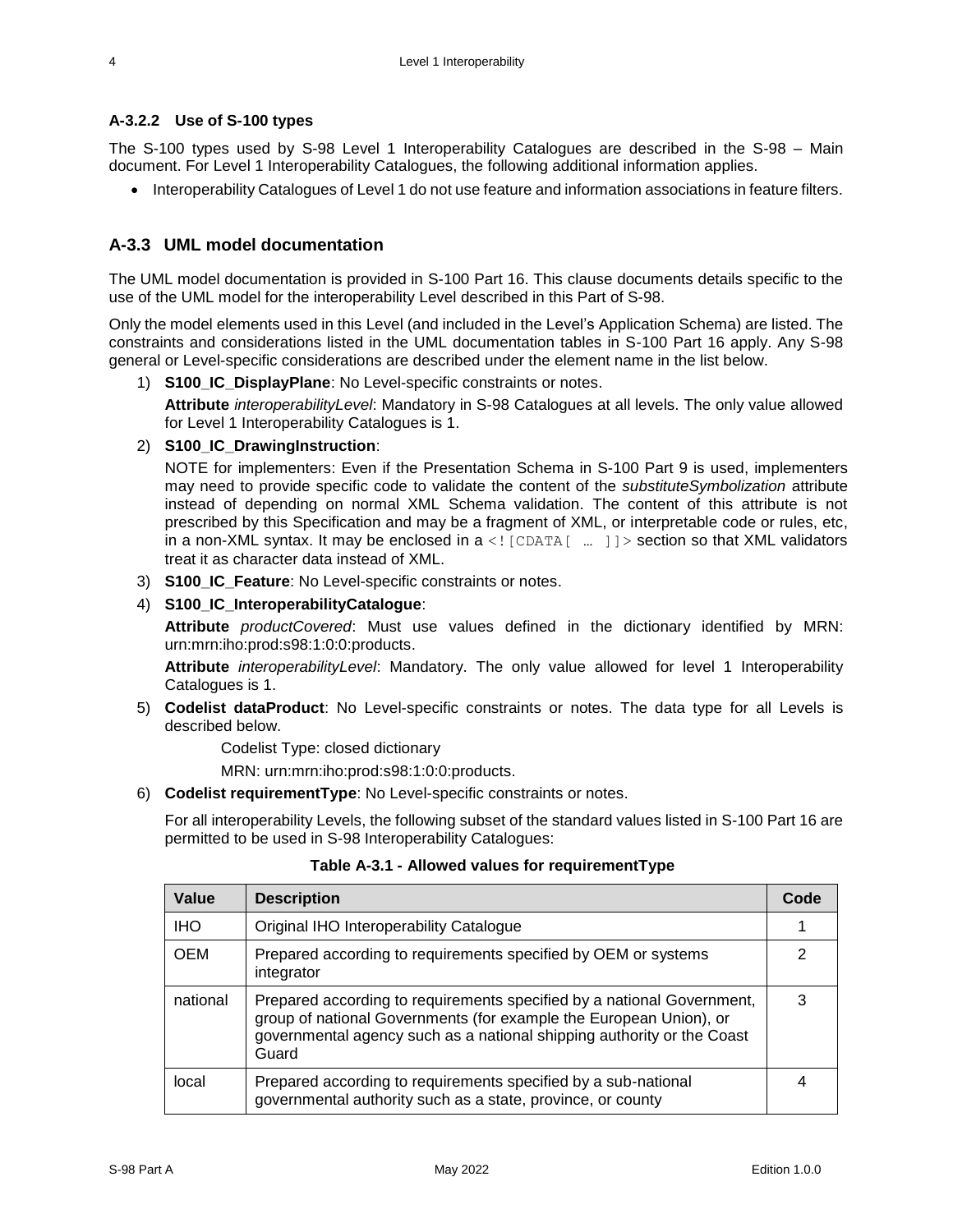#### A-3.2.2 Use of S-100 types

The S-100 types used by S-98 Level 1 Interoperability Catalogues are described in the S-98 – Main document. For Level 1 Interoperability Catalogues, the following additional information applies.

- Interoperability Catalogues of Level 1 do not use feature and information associations in feature filters.

### A-3.3 UML model documentation

The UML model documentation is provided in S-100 Part 16. This clause documents details specific to the use of the UML model for the interoperability Level described in this Part of S-98.

Only the model elements used in this Level (and included in the Level's Application Schema) are listed. The constraints and considerations listed in the UML documentation tables in S-100 Part 16 apply. Any S-98 general or Level-specific considerations are described under the element name in the list below.

1) **S100_IC_DisplayPlane**: No Level-specific constraints or notes.

   **Attribute** *interoperabilityLevel*: Mandatory in S-98 Catalogues at all levels. The only value allowed for Level 1 Interoperability Catalogues is 1.

2) **S100_IC_DrawingInstruction**:

   NOTE for implementers: Even if the Presentation Schema in S-100 Part 9 is used, implementers may need to provide specific code to validate the content of the *substituteSymbolization* attribute instead of depending on normal XML Schema validation. The content of this attribute is not prescribed by this Specification and may be a fragment of XML, or interpretable code or rules, etc, in a non-XML syntax. It may be enclosed in a `<![CDATA[ … ]]>` section so that XML validators treat it as character data instead of XML.

3) **S100_IC_Feature**: No Level-specific constraints or notes.

4) **S100_IC_InteroperabilityCatalogue**:

   **Attribute** *productCovered*: Must use values defined in the dictionary identified by MRN: urn:mrn:iho:prod:s98:1:0:0:products.

   **Attribute** *interoperabilityLevel*: Mandatory. The only value allowed for level 1 Interoperability Catalogues is 1.

5) **Codelist dataProduct**: No Level-specific constraints or notes. The data type for all Levels is described below.

   Codelist Type: closed dictionary

   MRN: urn:mrn:iho:prod:s98:1:0:0:products.

6) **Codelist requirementType**: No Level-specific constraints or notes.

   For all interoperability Levels, the following subset of the standard values listed in S-100 Part 16 are permitted to be used in S-98 Interoperability Catalogues:

**Table A-3.1 - Allowed values for requirementType**

| Value | Description | Code |
|---|---|---|
| IHO | Original IHO Interoperability Catalogue | 1 |
| OEM | Prepared according to requirements specified by OEM or systems integrator | 2 |
| national | Prepared according to requirements specified by a national Government, group of national Governments (for example the European Union), or governmental agency such as a national shipping authority or the Coast Guard | 3 |
| local | Prepared according to requirements specified by a sub-national governmental authority such as a state, province, or county | 4 |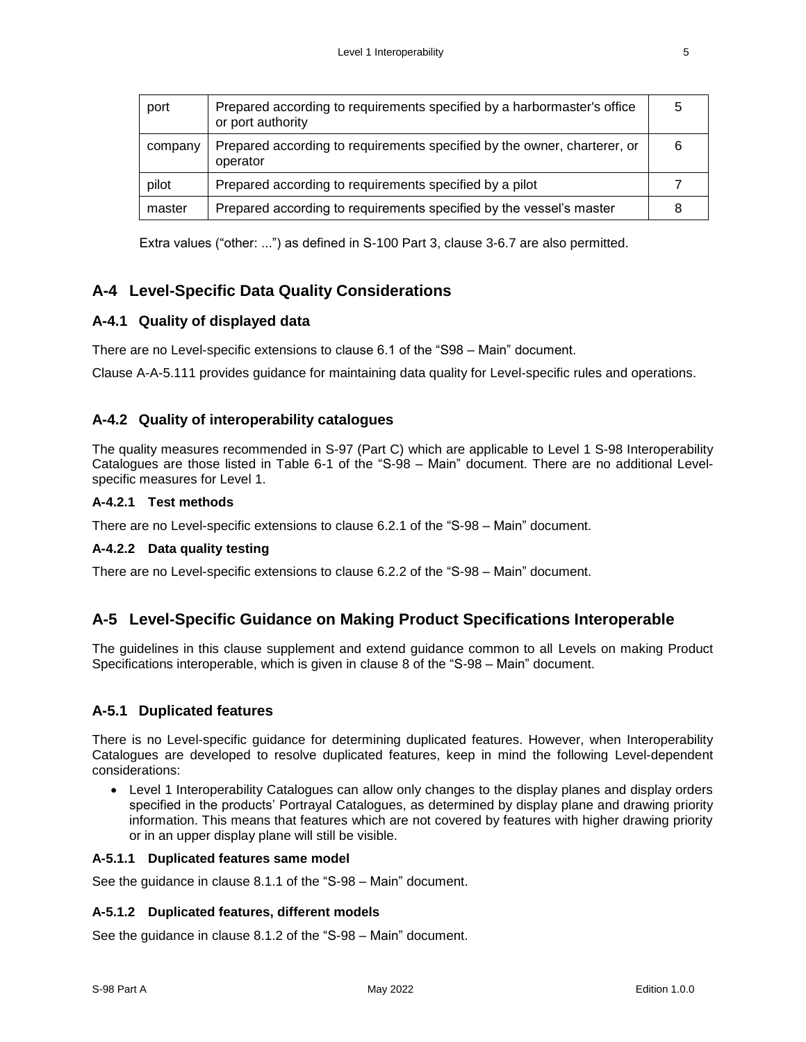| port | Prepared according to requirements specified by a harbormaster's office or port authority | 5 |
|---|---|---|
| company | Prepared according to requirements specified by the owner, charterer, or operator | 6 |
| pilot | Prepared according to requirements specified by a pilot | 7 |
| master | Prepared according to requirements specified by the vessel's master | 8 |

Extra values ("other: ...") as defined in S-100 Part 3, clause 3-6.7 are also permitted.

## A-4 Level-Specific Data Quality Considerations

### A-4.1 Quality of displayed data

There are no Level-specific extensions to clause 6.1 of the "S98 – Main" document.

Clause A-A-5.111 provides guidance for maintaining data quality for Level-specific rules and operations.

### A-4.2 Quality of interoperability catalogues

The quality measures recommended in S-97 (Part C) which are applicable to Level 1 S-98 Interoperability Catalogues are those listed in Table 6-1 of the "S-98 – Main" document. There are no additional Level-specific measures for Level 1.

#### A-4.2.1 Test methods

There are no Level-specific extensions to clause 6.2.1 of the "S-98 – Main" document.

#### A-4.2.2 Data quality testing

There are no Level-specific extensions to clause 6.2.2 of the "S-98 – Main" document.

## A-5 Level-Specific Guidance on Making Product Specifications Interoperable

The guidelines in this clause supplement and extend guidance common to all Levels on making Product Specifications interoperable, which is given in clause 8 of the "S-98 – Main" document.

### A-5.1 Duplicated features

There is no Level-specific guidance for determining duplicated features. However, when Interoperability Catalogues are developed to resolve duplicated features, keep in mind the following Level-dependent considerations:

- Level 1 Interoperability Catalogues can allow only changes to the display planes and display orders specified in the products' Portrayal Catalogues, as determined by display plane and drawing priority information. This means that features which are not covered by features with higher drawing priority or in an upper display plane will still be visible.

#### A-5.1.1 Duplicated features same model

See the guidance in clause 8.1.1 of the "S-98 – Main" document.

#### A-5.1.2 Duplicated features, different models

See the guidance in clause 8.1.2 of the "S-98 – Main" document.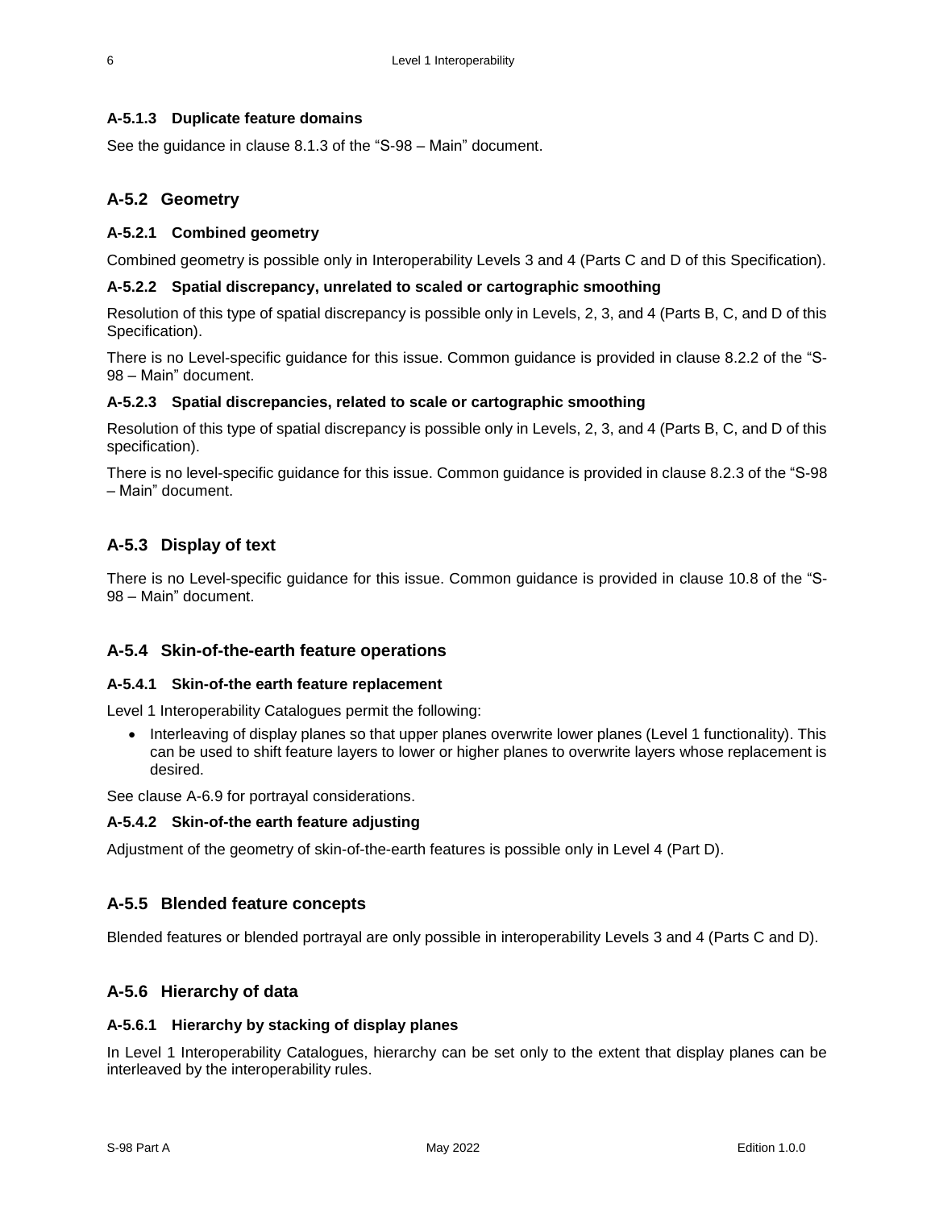#### A-5.1.3 Duplicate feature domains

See the guidance in clause 8.1.3 of the “S-98 – Main” document.

### A-5.2 Geometry

#### A-5.2.1 Combined geometry

Combined geometry is possible only in Interoperability Levels 3 and 4 (Parts C and D of this Specification).

#### A-5.2.2 Spatial discrepancy, unrelated to scaled or cartographic smoothing

Resolution of this type of spatial discrepancy is possible only in Levels, 2, 3, and 4 (Parts B, C, and D of this Specification).

There is no Level-specific guidance for this issue. Common guidance is provided in clause 8.2.2 of the “S-98 – Main” document.

#### A-5.2.3 Spatial discrepancies, related to scale or cartographic smoothing

Resolution of this type of spatial discrepancy is possible only in Levels, 2, 3, and 4 (Parts B, C, and D of this specification).

There is no level-specific guidance for this issue. Common guidance is provided in clause 8.2.3 of the “S-98 – Main” document.

### A-5.3 Display of text

There is no Level-specific guidance for this issue. Common guidance is provided in clause 10.8 of the “S-98 – Main” document.

### A-5.4 Skin-of-the-earth feature operations

#### A-5.4.1 Skin-of-the earth feature replacement

Level 1 Interoperability Catalogues permit the following:

- Interleaving of display planes so that upper planes overwrite lower planes (Level 1 functionality). This can be used to shift feature layers to lower or higher planes to overwrite layers whose replacement is desired.

See clause A-6.9 for portrayal considerations.

#### A-5.4.2 Skin-of-the earth feature adjusting

Adjustment of the geometry of skin-of-the-earth features is possible only in Level 4 (Part D).

### A-5.5 Blended feature concepts

Blended features or blended portrayal are only possible in interoperability Levels 3 and 4 (Parts C and D).

### A-5.6 Hierarchy of data

#### A-5.6.1 Hierarchy by stacking of display planes

In Level 1 Interoperability Catalogues, hierarchy can be set only to the extent that display planes can be interleaved by the interoperability rules.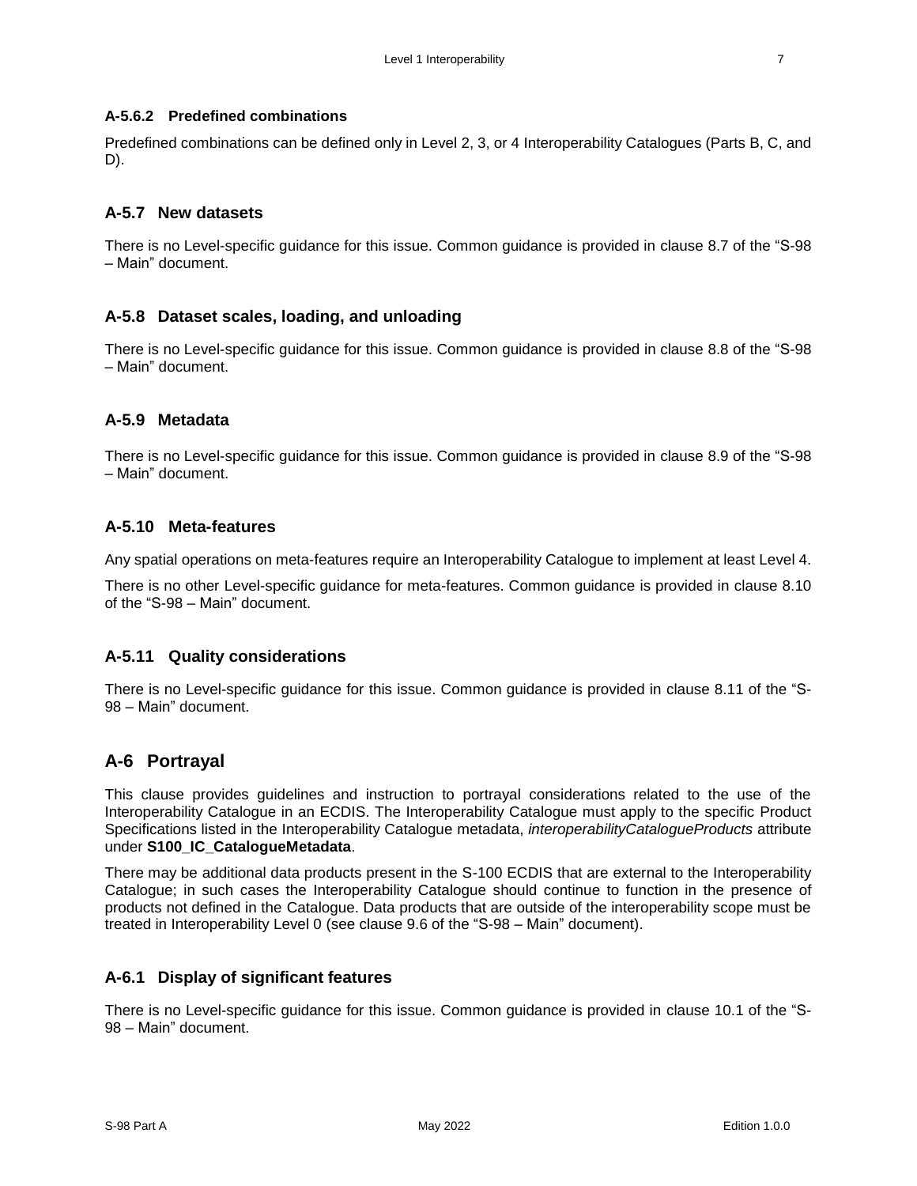#### A-5.6.2 Predefined combinations

Predefined combinations can be defined only in Level 2, 3, or 4 Interoperability Catalogues (Parts B, C, and D).

### A-5.7 New datasets

There is no Level-specific guidance for this issue. Common guidance is provided in clause 8.7 of the "S-98 – Main" document.

### A-5.8 Dataset scales, loading, and unloading

There is no Level-specific guidance for this issue. Common guidance is provided in clause 8.8 of the "S-98 – Main" document.

### A-5.9 Metadata

There is no Level-specific guidance for this issue. Common guidance is provided in clause 8.9 of the "S-98 – Main" document.

### A-5.10 Meta-features

Any spatial operations on meta-features require an Interoperability Catalogue to implement at least Level 4.

There is no other Level-specific guidance for meta-features. Common guidance is provided in clause 8.10 of the "S-98 – Main" document.

### A-5.11 Quality considerations

There is no Level-specific guidance for this issue. Common guidance is provided in clause 8.11 of the "S-98 – Main" document.

## A-6 Portrayal

This clause provides guidelines and instruction to portrayal considerations related to the use of the Interoperability Catalogue in an ECDIS. The Interoperability Catalogue must apply to the specific Product Specifications listed in the Interoperability Catalogue metadata, *interoperabilityCatalogueProducts* attribute under **S100_IC_CatalogueMetadata**.

There may be additional data products present in the S-100 ECDIS that are external to the Interoperability Catalogue; in such cases the Interoperability Catalogue should continue to function in the presence of products not defined in the Catalogue. Data products that are outside of the interoperability scope must be treated in Interoperability Level 0 (see clause 9.6 of the "S-98 – Main" document).

### A-6.1 Display of significant features

There is no Level-specific guidance for this issue. Common guidance is provided in clause 10.1 of the "S-98 – Main" document.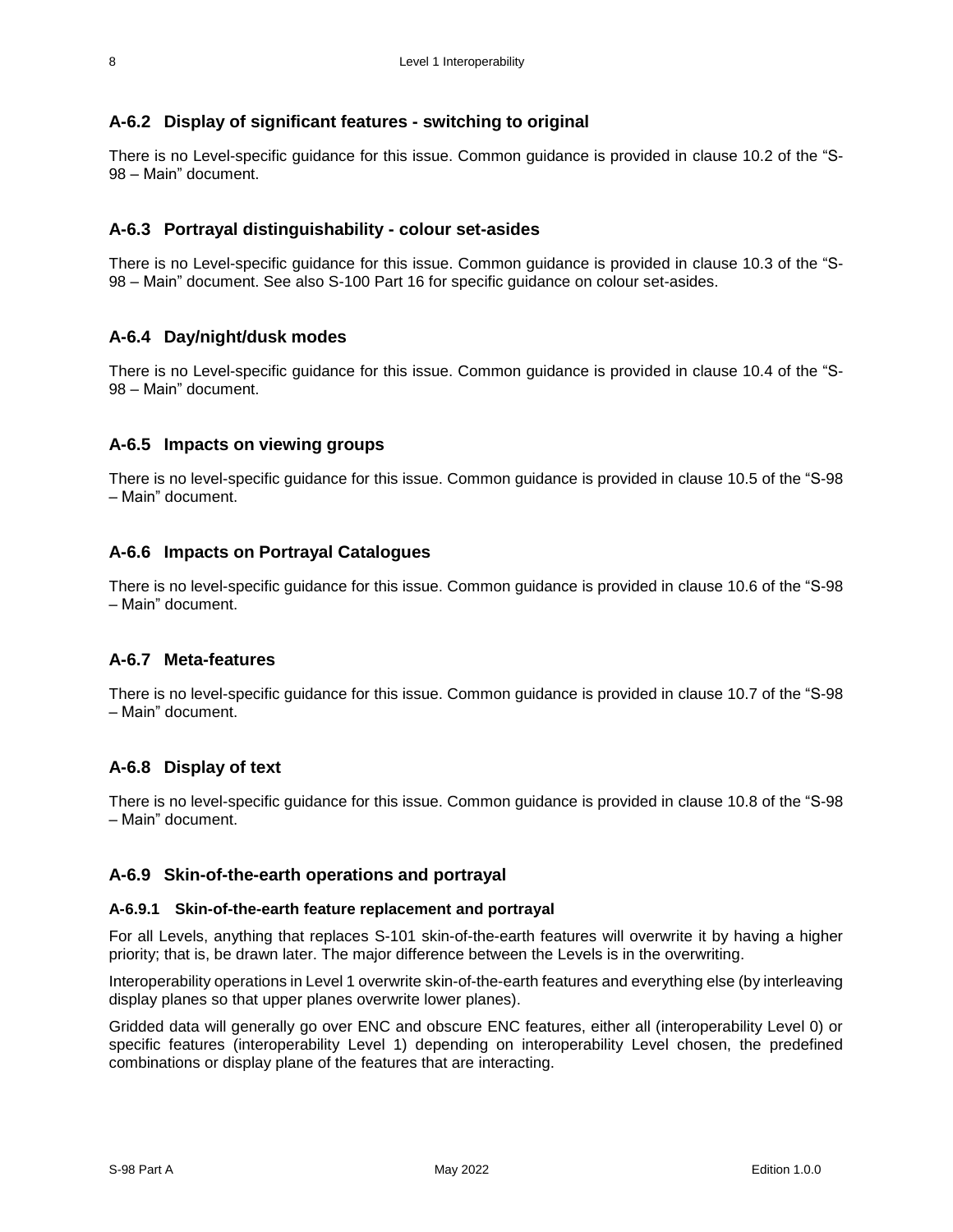## A-6.2 Display of significant features - switching to original

There is no Level-specific guidance for this issue. Common guidance is provided in clause 10.2 of the "S-98 – Main" document.

## A-6.3 Portrayal distinguishability - colour set-asides

There is no Level-specific guidance for this issue. Common guidance is provided in clause 10.3 of the "S-98 – Main" document. See also S-100 Part 16 for specific guidance on colour set-asides.

## A-6.4 Day/night/dusk modes

There is no Level-specific guidance for this issue. Common guidance is provided in clause 10.4 of the "S-98 – Main" document.

## A-6.5 Impacts on viewing groups

There is no level-specific guidance for this issue. Common guidance is provided in clause 10.5 of the "S-98 – Main" document.

## A-6.6 Impacts on Portrayal Catalogues

There is no level-specific guidance for this issue. Common guidance is provided in clause 10.6 of the "S-98 – Main" document.

## A-6.7 Meta-features

There is no level-specific guidance for this issue. Common guidance is provided in clause 10.7 of the "S-98 – Main" document.

## A-6.8 Display of text

There is no level-specific guidance for this issue. Common guidance is provided in clause 10.8 of the "S-98 – Main" document.

## A-6.9 Skin-of-the-earth operations and portrayal

### A-6.9.1 Skin-of-the-earth feature replacement and portrayal

For all Levels, anything that replaces S-101 skin-of-the-earth features will overwrite it by having a higher priority; that is, be drawn later. The major difference between the Levels is in the overwriting.

Interoperability operations in Level 1 overwrite skin-of-the-earth features and everything else (by interleaving display planes so that upper planes overwrite lower planes).

Gridded data will generally go over ENC and obscure ENC features, either all (interoperability Level 0) or specific features (interoperability Level 1) depending on interoperability Level chosen, the predefined combinations or display plane of the features that are interacting.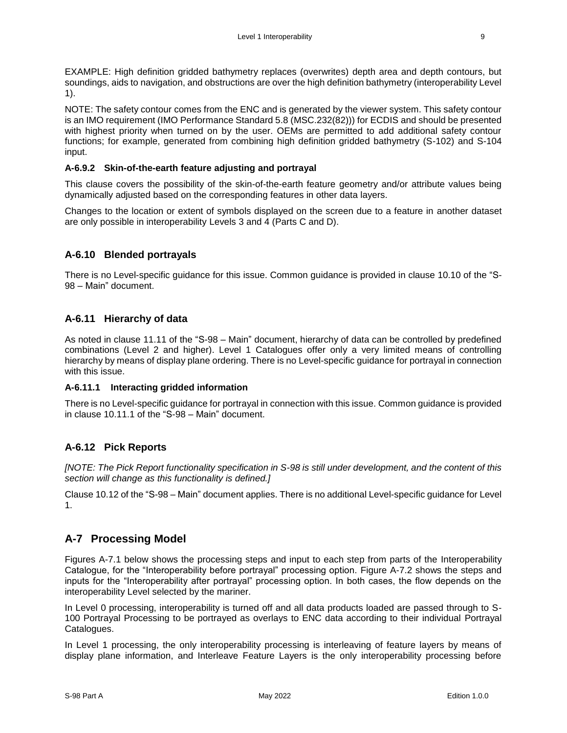EXAMPLE: High definition gridded bathymetry replaces (overwrites) depth area and depth contours, but soundings, aids to navigation, and obstructions are over the high definition bathymetry (interoperability Level 1).

NOTE: The safety contour comes from the ENC and is generated by the viewer system. This safety contour is an IMO requirement (IMO Performance Standard 5.8 (MSC.232(82))) for ECDIS and should be presented with highest priority when turned on by the user. OEMs are permitted to add additional safety contour functions; for example, generated from combining high definition gridded bathymetry (S-102) and S-104 input.

#### A-6.9.2 Skin-of-the-earth feature adjusting and portrayal

This clause covers the possibility of the skin-of-the-earth feature geometry and/or attribute values being dynamically adjusted based on the corresponding features in other data layers.

Changes to the location or extent of symbols displayed on the screen due to a feature in another dataset are only possible in interoperability Levels 3 and 4 (Parts C and D).

### A-6.10 Blended portrayals

There is no Level-specific guidance for this issue. Common guidance is provided in clause 10.10 of the "S-98 – Main" document.

### A-6.11 Hierarchy of data

As noted in clause 11.11 of the "S-98 – Main" document, hierarchy of data can be controlled by predefined combinations (Level 2 and higher). Level 1 Catalogues offer only a very limited means of controlling hierarchy by means of display plane ordering. There is no Level-specific guidance for portrayal in connection with this issue.

#### A-6.11.1 Interacting gridded information

There is no Level-specific guidance for portrayal in connection with this issue. Common guidance is provided in clause 10.11.1 of the "S-98 – Main" document.

### A-6.12 Pick Reports

*[NOTE: The Pick Report functionality specification in S-98 is still under development, and the content of this section will change as this functionality is defined.]*

Clause 10.12 of the "S-98 – Main" document applies. There is no additional Level-specific guidance for Level 1.

## A-7 Processing Model

Figures A-7.1 below shows the processing steps and input to each step from parts of the Interoperability Catalogue, for the "Interoperability before portrayal" processing option. Figure A-7.2 shows the steps and inputs for the "Interoperability after portrayal" processing option. In both cases, the flow depends on the interoperability Level selected by the mariner.

In Level 0 processing, interoperability is turned off and all data products loaded are passed through to S-100 Portrayal Processing to be portrayed as overlays to ENC data according to their individual Portrayal Catalogues.

In Level 1 processing, the only interoperability processing is interleaving of feature layers by means of display plane information, and Interleave Feature Layers is the only interoperability processing before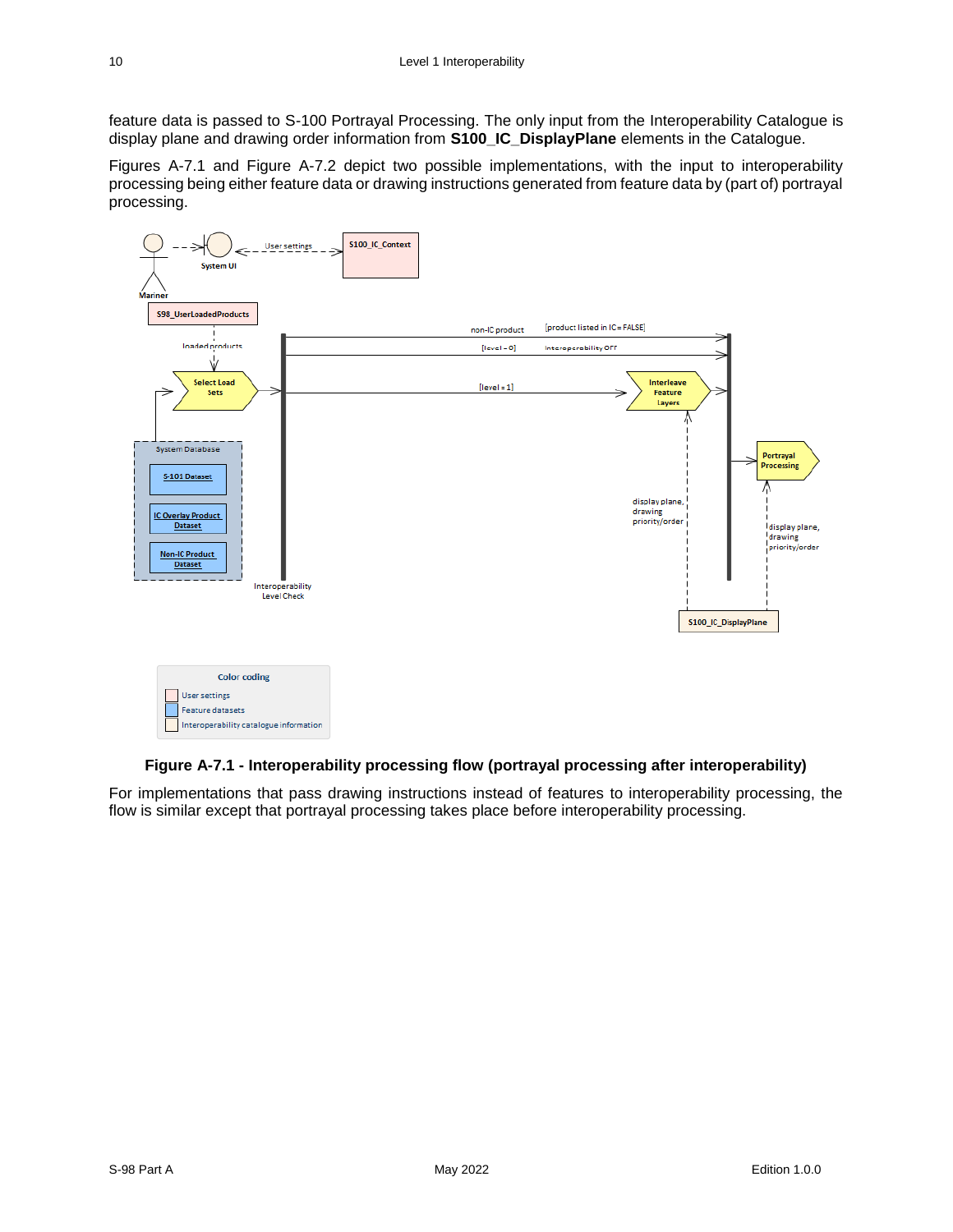feature data is passed to S-100 Portrayal Processing. The only input from the Interoperability Catalogue is display plane and drawing order information from **S100_IC_DisplayPlane** elements in the Catalogue.

Figures A-7.1 and Figure A-7.2 depict two possible implementations, with the input to interoperability processing being either feature data or drawing instructions generated from feature data by (part of) portrayal processing.

**Figure A-7.1 - Interoperability processing flow (portrayal processing after interoperability)**

For implementations that pass drawing instructions instead of features to interoperability processing, the flow is similar except that portrayal processing takes place before interoperability processing.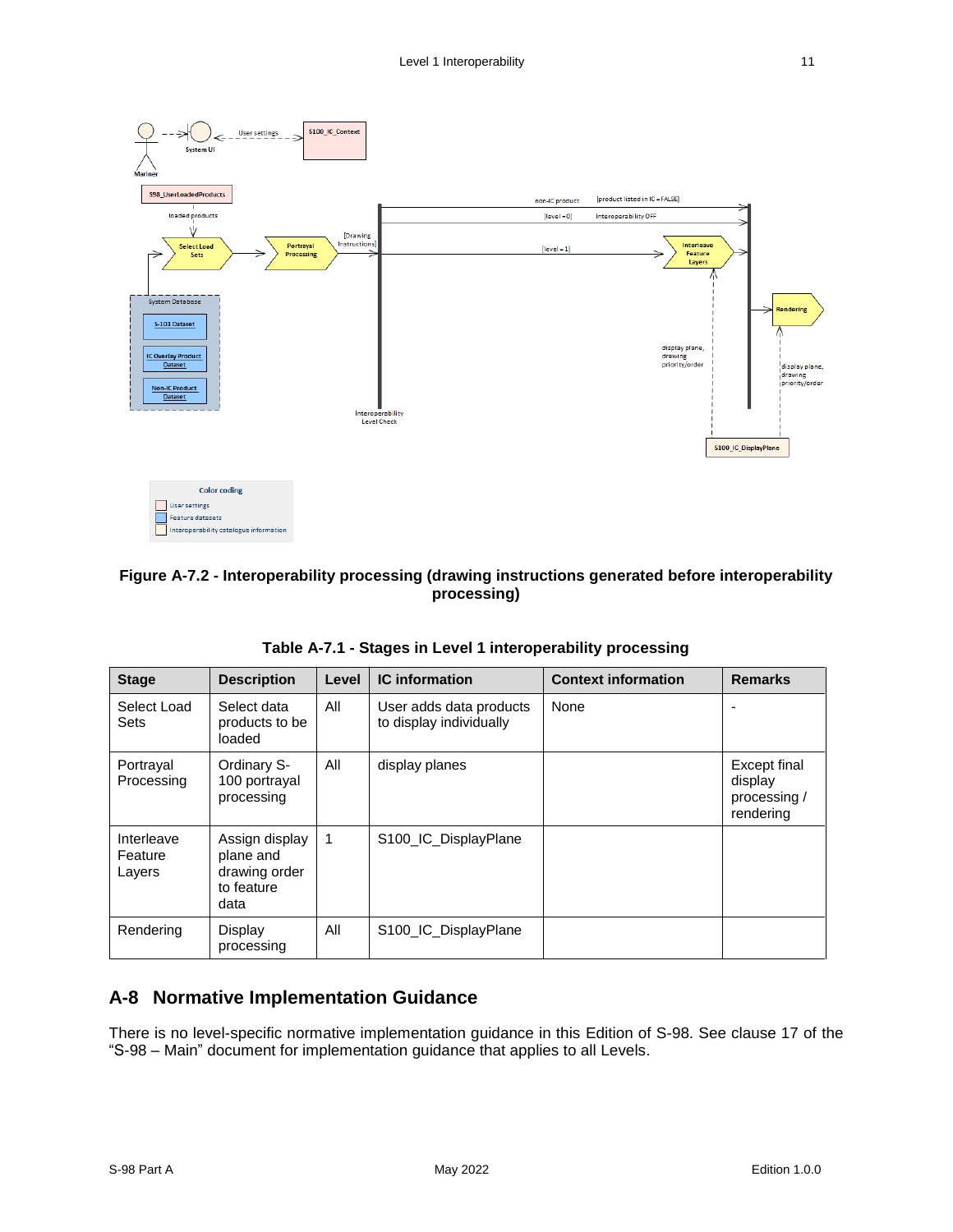**Figure A-7.2 - Interoperability processing (drawing instructions generated before interoperability processing)**

**Table A-7.1 - Stages in Level 1 interoperability processing**

| Stage | Description | Level | IC information | Context information | Remarks |
|---|---|---|---|---|---|
| Select Load Sets | Select data products to be loaded | All | User adds data products to display individually | None | - |
| Portrayal Processing | Ordinary S-100 portrayal processing | All | display planes | | Except final display processing / rendering |
| Interleave Feature Layers | Assign display plane and drawing order to feature data | 1 | S100_IC_DisplayPlane | | |
| Rendering | Display processing | All | S100_IC_DisplayPlane | | |

## A-8 Normative Implementation Guidance

There is no level-specific normative implementation guidance in this Edition of S-98. See clause 17 of the "S-98 – Main" document for implementation guidance that applies to all Levels.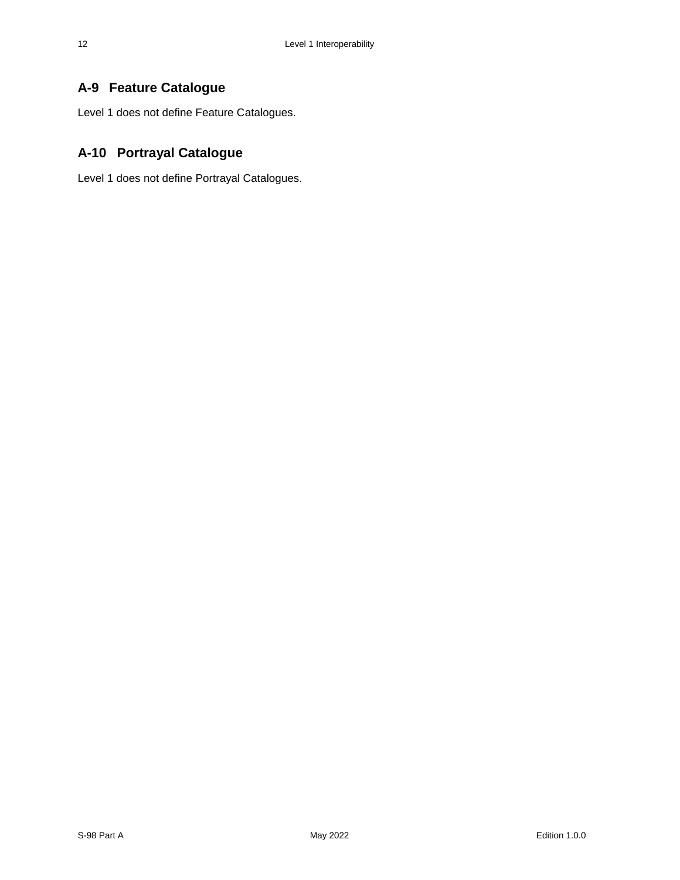## A-9 Feature Catalogue

Level 1 does not define Feature Catalogues.

## A-10 Portrayal Catalogue

Level 1 does not define Portrayal Catalogues.